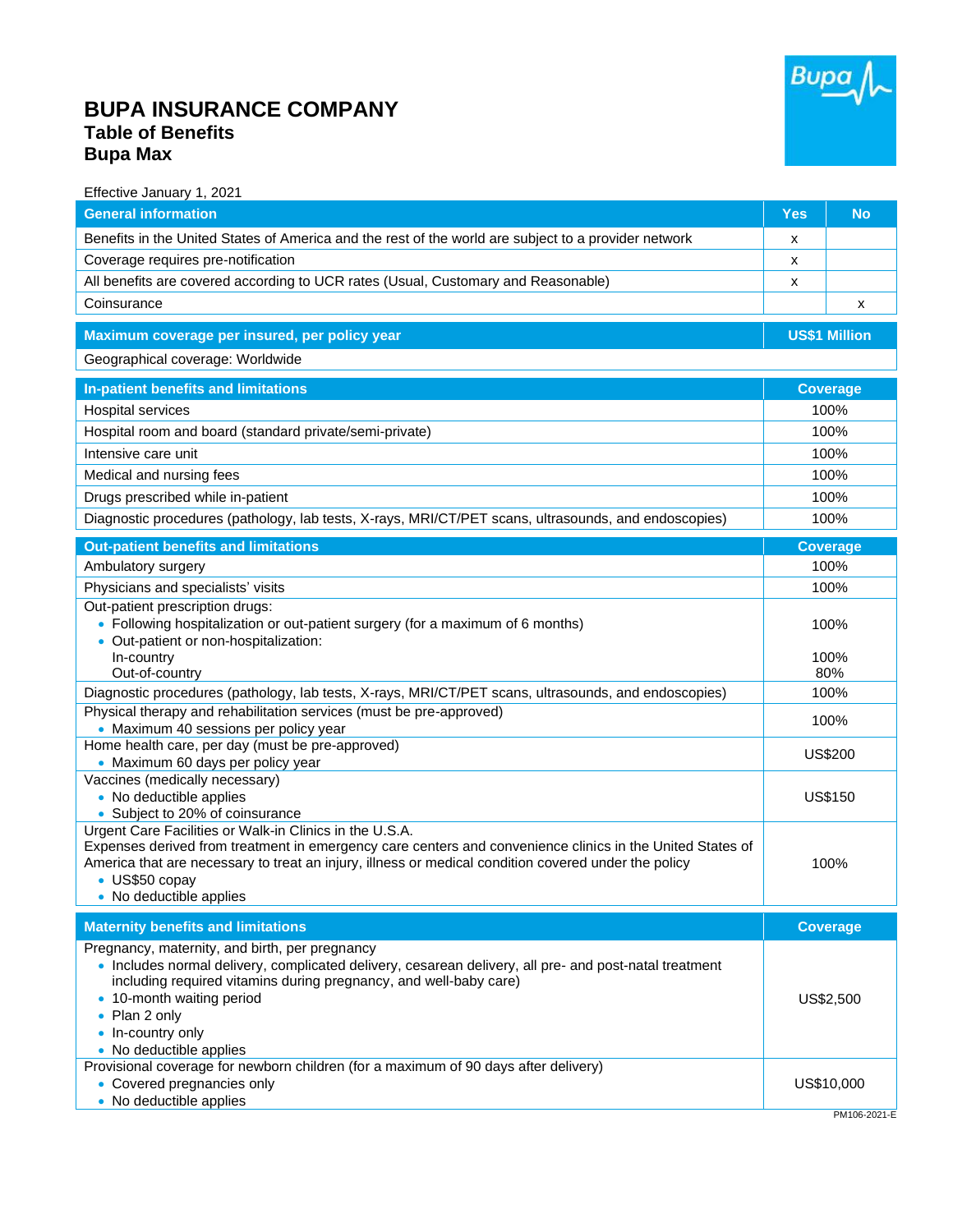# BUPA INSURANCE COMPANY
## Table of Benefits
## Bupa Max

Effective January 1, 2021

| General information | Yes | No |
|---|---|---|
| Benefits in the United States of America and the rest of the world are subject to a provider network | x | |
| Coverage requires pre-notification | x | |
| All benefits are covered according to UCR rates (Usual, Customary and Reasonable) | x | |
| Coinsurance | | x |

| Maximum coverage per insured, per policy year | US$1 Million |
|---|---|
| Geographical coverage: Worldwide | |

| In-patient benefits and limitations | Coverage |
|---|---|
| Hospital services | 100% |
| Hospital room and board (standard private/semi-private) | 100% |
| Intensive care unit | 100% |
| Medical and nursing fees | 100% |
| Drugs prescribed while in-patient | 100% |
| Diagnostic procedures (pathology, lab tests, X-rays, MRI/CT/PET scans, ultrasounds, and endoscopies) | 100% |

| Out-patient benefits and limitations | Coverage |
|---|---|
| Ambulatory surgery | 100% |
| Physicians and specialists' visits | 100% |
| Out-patient prescription drugs:<br>• Following hospitalization or out-patient surgery (for a maximum of 6 months)<br>• Out-patient or non-hospitalization:<br>In-country<br>Out-of-country | <br>100%<br><br>100%<br>80% |
| Diagnostic procedures (pathology, lab tests, X-rays, MRI/CT/PET scans, ultrasounds, and endoscopies) | 100% |
| Physical therapy and rehabilitation services (must be pre-approved)<br>• Maximum 40 sessions per policy year | 100% |
| Home health care, per day (must be pre-approved)<br>• Maximum 60 days per policy year | US$200 |
| Vaccines (medically necessary)<br>• No deductible applies<br>• Subject to 20% of coinsurance | US$150 |
| Urgent Care Facilities or Walk-in Clinics in the U.S.A.<br>Expenses derived from treatment in emergency care centers and convenience clinics in the United States of America that are necessary to treat an injury, illness or medical condition covered under the policy<br>• US$50 copay<br>• No deductible applies | 100% |

| Maternity benefits and limitations | Coverage |
|---|---|
| Pregnancy, maternity, and birth, per pregnancy<br>• Includes normal delivery, complicated delivery, cesarean delivery, all pre- and post-natal treatment including required vitamins during pregnancy, and well-baby care)<br>• 10-month waiting period<br>• Plan 2 only<br>• In-country only<br>• No deductible applies | US$2,500 |
| Provisional coverage for newborn children (for a maximum of 90 days after delivery)<br>• Covered pregnancies only<br>• No deductible applies | US$10,000 |

PM106-2021-E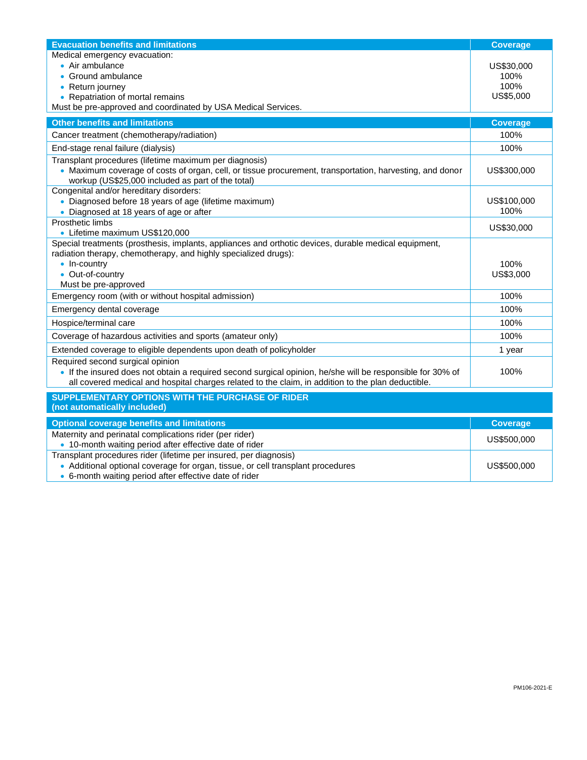| Evacuation benefits and limitations | Coverage |
| --- | --- |
| Medical emergency evacuation:<br>• Air ambulance<br>• Ground ambulance<br>• Return journey<br>• Repatriation of mortal remains<br>Must be pre-approved and coordinated by USA Medical Services. | <br>US$30,000<br>100%<br>100%<br>US$5,000 |

| Other benefits and limitations | Coverage |
| --- | --- |
| Cancer treatment (chemotherapy/radiation) | 100% |
| End-stage renal failure (dialysis) | 100% |
| Transplant procedures (lifetime maximum per diagnosis)<br>• Maximum coverage of costs of organ, cell, or tissue procurement, transportation, harvesting, and donor workup (US$25,000 included as part of the total) | US$300,000 |
| Congenital and/or hereditary disorders:<br>• Diagnosed before 18 years of age (lifetime maximum)<br>• Diagnosed at 18 years of age or after | <br>US$100,000<br>100% |
| Prosthetic limbs<br>• Lifetime maximum US$120,000 | US$30,000 |
| Special treatments (prosthesis, implants, appliances and orthotic devices, durable medical equipment, radiation therapy, chemotherapy, and highly specialized drugs):<br>• In-country<br>• Out-of-country<br>Must be pre-approved | <br><br>100%<br>US$3,000 |
| Emergency room (with or without hospital admission) | 100% |
| Emergency dental coverage | 100% |
| Hospice/terminal care | 100% |
| Coverage of hazardous activities and sports (amateur only) | 100% |
| Extended coverage to eligible dependents upon death of policyholder | 1 year |
| Required second surgical opinion<br>• If the insured does not obtain a required second surgical opinion, he/she will be responsible for 30% of all covered medical and hospital charges related to the claim, in addition to the plan deductible. | 100% |

**SUPPLEMENTARY OPTIONS WITH THE PURCHASE OF RIDER (not automatically included)**

| Optional coverage benefits and limitations | Coverage |
| --- | --- |
| Maternity and perinatal complications rider (per rider)<br>• 10-month waiting period after effective date of rider | US$500,000 |
| Transplant procedures rider (lifetime per insured, per diagnosis)<br>• Additional optional coverage for organ, tissue, or cell transplant procedures<br>• 6-month waiting period after effective date of rider | US$500,000 |

PM106-2021-E